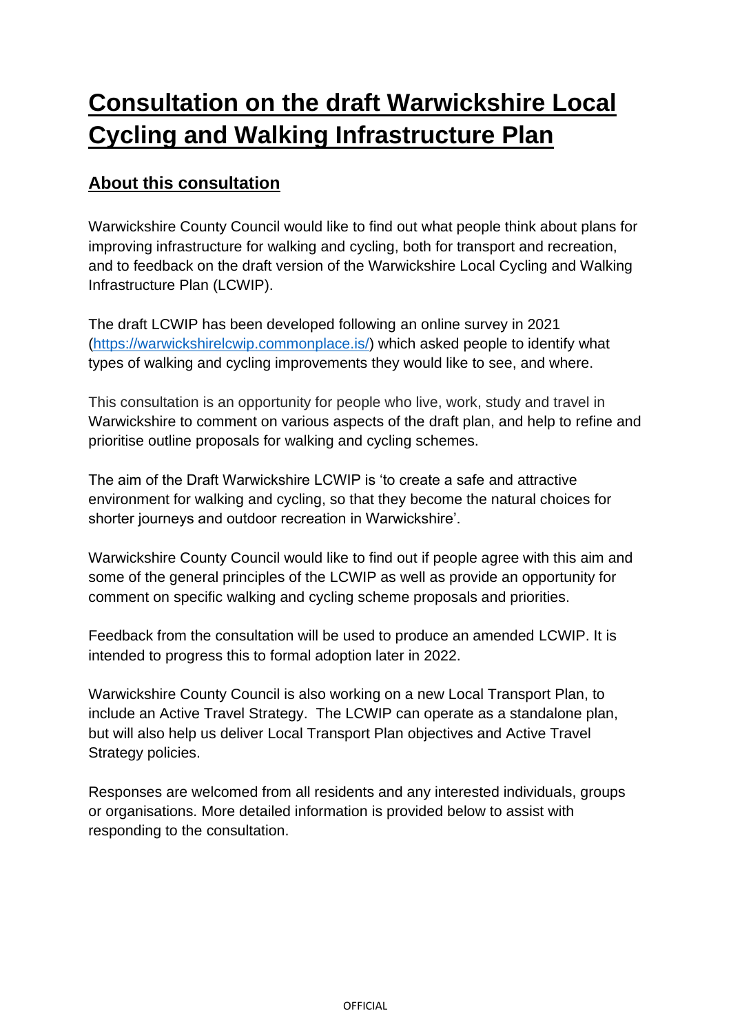# Consultation on the draft Warwickshire Local Cycling and Walking Infrastructure Plan

## About this consultation

Warwickshire County Council would like to find out what people think about plans for improving infrastructure for walking and cycling, both for transport and recreation, and to feedback on the draft version of the Warwickshire Local Cycling and Walking Infrastructure Plan (LCWIP).

The draft LCWIP has been developed following an online survey in 2021 (https://warwickshirelcwip.commonplace.is/) which asked people to identify what types of walking and cycling improvements they would like to see, and where.

This consultation is an opportunity for people who live, work, study and travel in Warwickshire to comment on various aspects of the draft plan, and help to refine and prioritise outline proposals for walking and cycling schemes.

The aim of the Draft Warwickshire LCWIP is 'to create a safe and attractive environment for walking and cycling, so that they become the natural choices for shorter journeys and outdoor recreation in Warwickshire'.

Warwickshire County Council would like to find out if people agree with this aim and some of the general principles of the LCWIP as well as provide an opportunity for comment on specific walking and cycling scheme proposals and priorities.

Feedback from the consultation will be used to produce an amended LCWIP. It is intended to progress this to formal adoption later in 2022.

Warwickshire County Council is also working on a new Local Transport Plan, to include an Active Travel Strategy. The LCWIP can operate as a standalone plan, but will also help us deliver Local Transport Plan objectives and Active Travel Strategy policies.

Responses are welcomed from all residents and any interested individuals, groups or organisations. More detailed information is provided below to assist with responding to the consultation.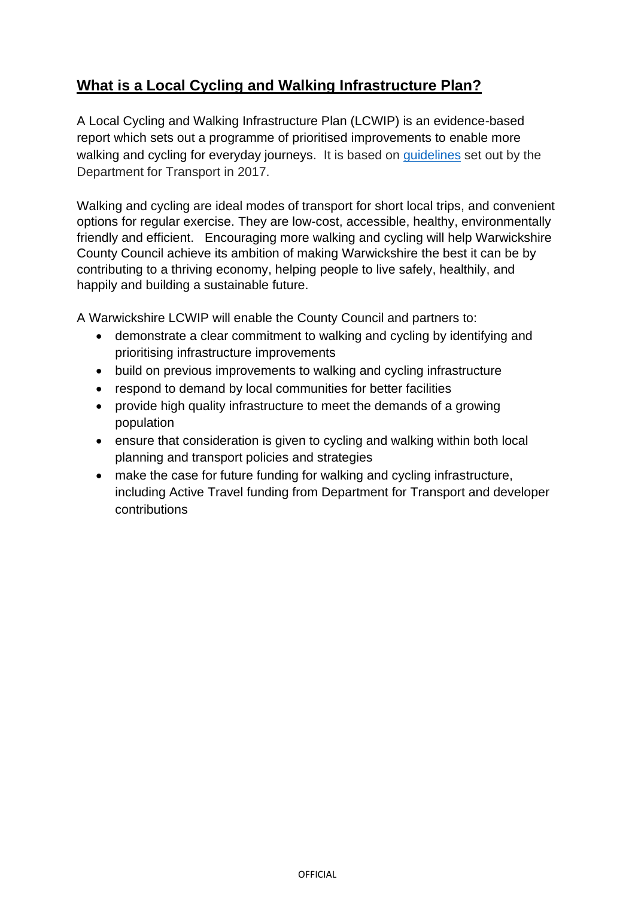## **What is a Local Cycling and Walking Infrastructure Plan?**

A Local Cycling and Walking Infrastructure Plan (LCWIP) is an evidence-based report which sets out a programme of prioritised improvements to enable more walking and cycling for everyday journeys. It is based on [guidelines](guidelines) set out by the Department for Transport in 2017.

Walking and cycling are ideal modes of transport for short local trips, and convenient options for regular exercise. They are low-cost, accessible, healthy, environmentally friendly and efficient. Encouraging more walking and cycling will help Warwickshire County Council achieve its ambition of making Warwickshire the best it can be by contributing to a thriving economy, helping people to live safely, healthily, and happily and building a sustainable future.

A Warwickshire LCWIP will enable the County Council and partners to:

- demonstrate a clear commitment to walking and cycling by identifying and prioritising infrastructure improvements
- build on previous improvements to walking and cycling infrastructure
- respond to demand by local communities for better facilities
- provide high quality infrastructure to meet the demands of a growing population
- ensure that consideration is given to cycling and walking within both local planning and transport policies and strategies
- make the case for future funding for walking and cycling infrastructure, including Active Travel funding from Department for Transport and developer contributions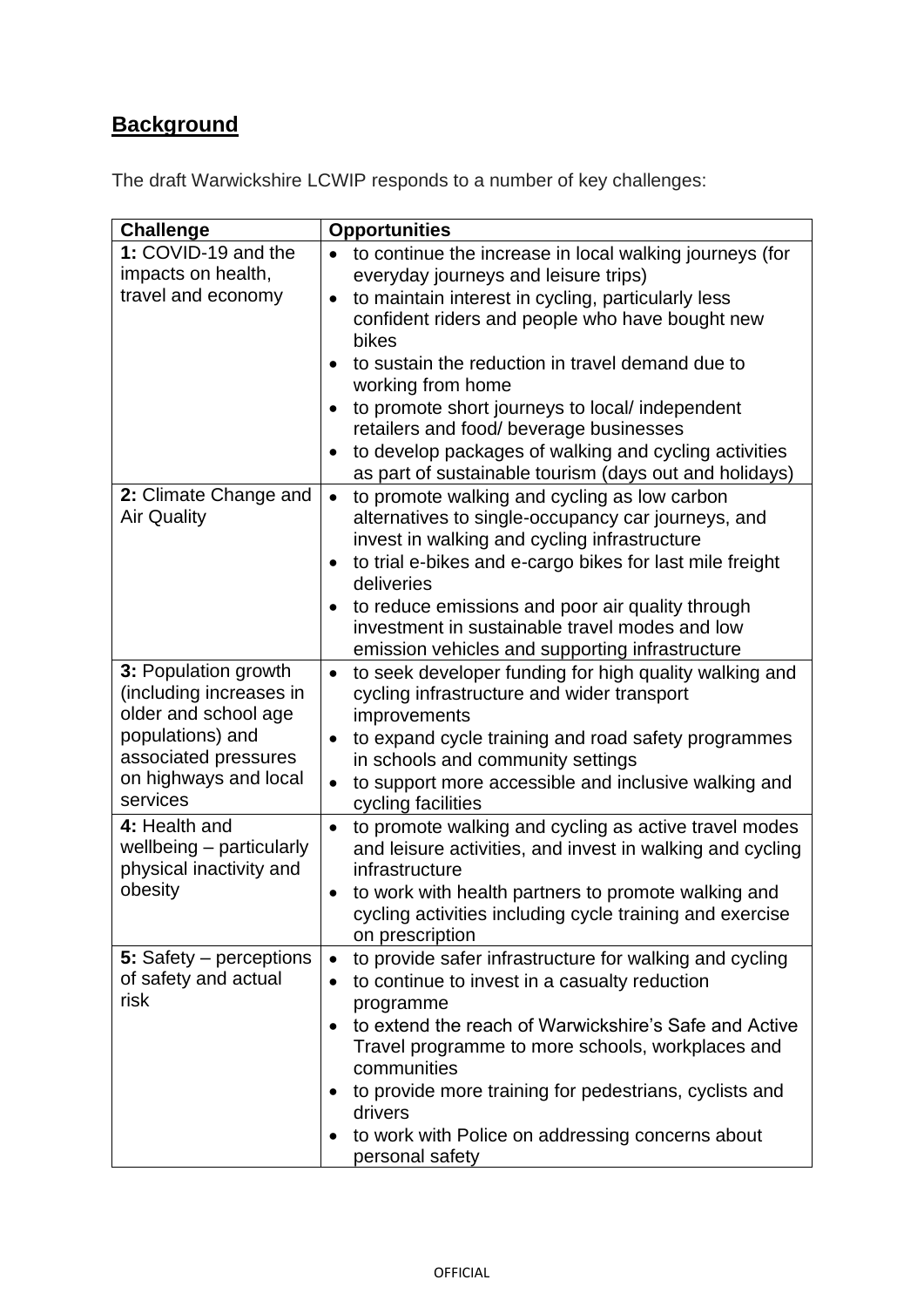## **Background**

The draft Warwickshire LCWIP responds to a number of key challenges:

| **Challenge** | **Opportunities** |
|---|---|
| **1:** COVID-19 and the impacts on health, travel and economy | • to continue the increase in local walking journeys (for everyday journeys and leisure trips)<br>• to maintain interest in cycling, particularly less confident riders and people who have bought new bikes<br>• to sustain the reduction in travel demand due to working from home<br>• to promote short journeys to local/ independent retailers and food/ beverage businesses<br>• to develop packages of walking and cycling activities as part of sustainable tourism (days out and holidays) |
| **2:** Climate Change and Air Quality | • to promote walking and cycling as low carbon alternatives to single-occupancy car journeys, and invest in walking and cycling infrastructure<br>• to trial e-bikes and e-cargo bikes for last mile freight deliveries<br>• to reduce emissions and poor air quality through investment in sustainable travel modes and low emission vehicles and supporting infrastructure |
| **3:** Population growth (including increases in older and school age populations) and associated pressures on highways and local services | • to seek developer funding for high quality walking and cycling infrastructure and wider transport improvements<br>• to expand cycle training and road safety programmes in schools and community settings<br>• to support more accessible and inclusive walking and cycling facilities |
| **4:** Health and wellbeing – particularly physical inactivity and obesity | • to promote walking and cycling as active travel modes and leisure activities, and invest in walking and cycling infrastructure<br>• to work with health partners to promote walking and cycling activities including cycle training and exercise on prescription |
| **5:** Safety – perceptions of safety and actual risk | • to provide safer infrastructure for walking and cycling<br>• to continue to invest in a casualty reduction programme<br>• to extend the reach of Warwickshire's Safe and Active Travel programme to more schools, workplaces and communities<br>• to provide more training for pedestrians, cyclists and drivers<br>• to work with Police on addressing concerns about personal safety |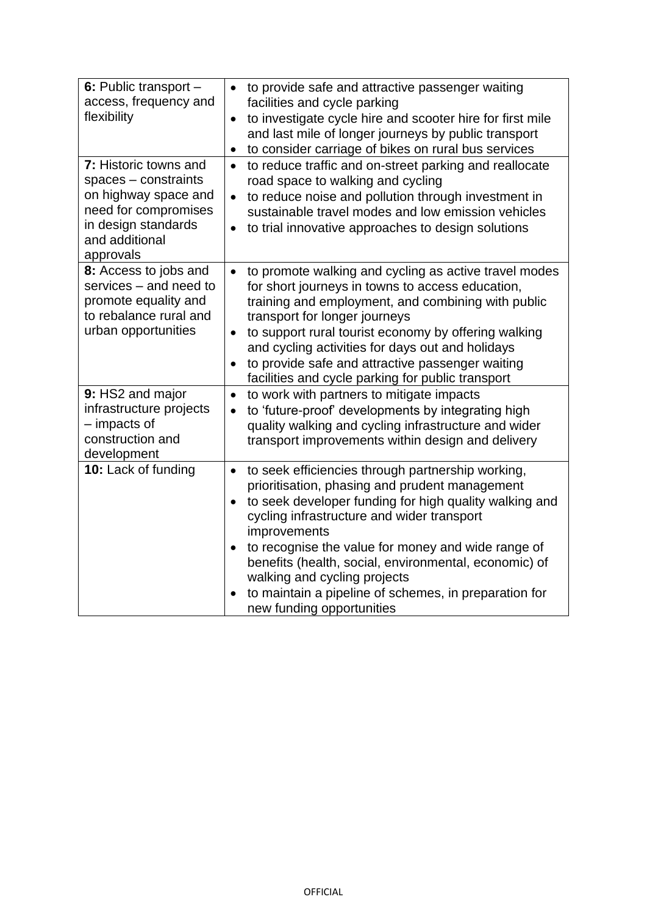| | |
|---|---|
| **6:** Public transport – access, frequency and flexibility | • to provide safe and attractive passenger waiting facilities and cycle parking<br>• to investigate cycle hire and scooter hire for first mile and last mile of longer journeys by public transport<br>• to consider carriage of bikes on rural bus services |
| **7:** Historic towns and spaces – constraints on highway space and need for compromises in design standards and additional approvals | • to reduce traffic and on-street parking and reallocate road space to walking and cycling<br>• to reduce noise and pollution through investment in sustainable travel modes and low emission vehicles<br>• to trial innovative approaches to design solutions |
| **8:** Access to jobs and services – and need to promote equality and to rebalance rural and urban opportunities | • to promote walking and cycling as active travel modes for short journeys in towns to access education, training and employment, and combining with public transport for longer journeys<br>• to support rural tourist economy by offering walking and cycling activities for days out and holidays<br>• to provide safe and attractive passenger waiting facilities and cycle parking for public transport |
| **9:** HS2 and major infrastructure projects – impacts of construction and development | • to work with partners to mitigate impacts<br>• to 'future-proof' developments by integrating high quality walking and cycling infrastructure and wider transport improvements within design and delivery |
| **10:** Lack of funding | • to seek efficiencies through partnership working, prioritisation, phasing and prudent management<br>• to seek developer funding for high quality walking and cycling infrastructure and wider transport improvements<br>• to recognise the value for money and wide range of benefits (health, social, environmental, economic) of walking and cycling projects<br>• to maintain a pipeline of schemes, in preparation for new funding opportunities |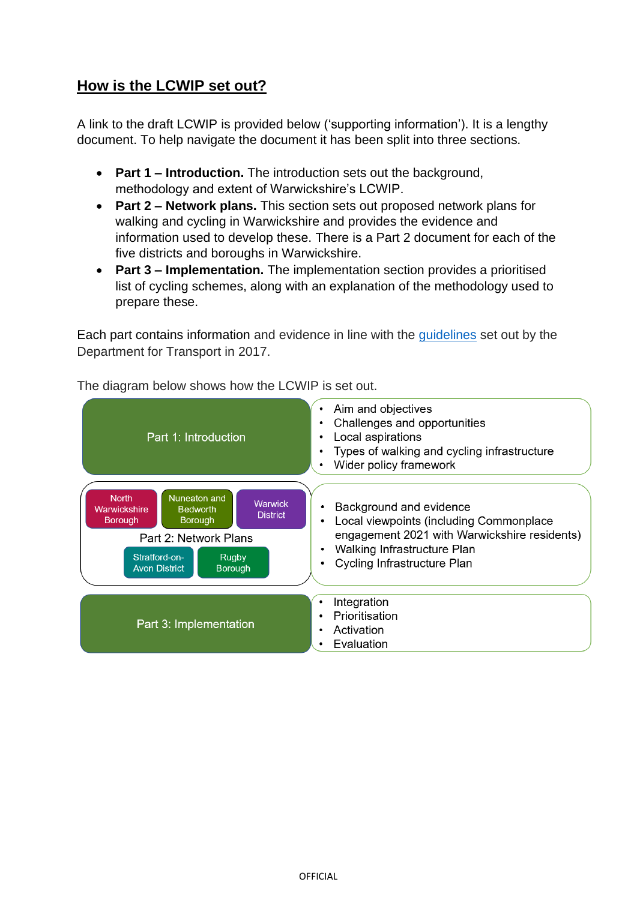## How is the LCWIP set out?

A link to the draft LCWIP is provided below ('supporting information'). It is a lengthy document. To help navigate the document it has been split into three sections.

- **Part 1 – Introduction.** The introduction sets out the background, methodology and extent of Warwickshire's LCWIP.
- **Part 2 – Network plans.** This section sets out proposed network plans for walking and cycling in Warwickshire and provides the evidence and information used to develop these. There is a Part 2 document for each of the five districts and boroughs in Warwickshire.
- **Part 3 – Implementation.** The implementation section provides a prioritised list of cycling schemes, along with an explanation of the methodology used to prepare these.

Each part contains information and evidence in line with the guidelines set out by the Department for Transport in 2017.

The diagram below shows how the LCWIP is set out.

| Part | Contents |
| --- | --- |
| Part 1: Introduction | • Aim and objectives<br>• Challenges and opportunities<br>• Local aspirations<br>• Types of walking and cycling infrastructure<br>• Wider policy framework |
| Part 2: Network Plans (North Warwickshire Borough; Nuneaton and Bedworth Borough; Warwick District; Stratford-on-Avon District; Rugby Borough) | • Background and evidence<br>• Local viewpoints (including Commonplace engagement 2021 with Warwickshire residents)<br>• Walking Infrastructure Plan<br>• Cycling Infrastructure Plan |
| Part 3: Implementation | • Integration<br>• Prioritisation<br>• Activation<br>• Evaluation |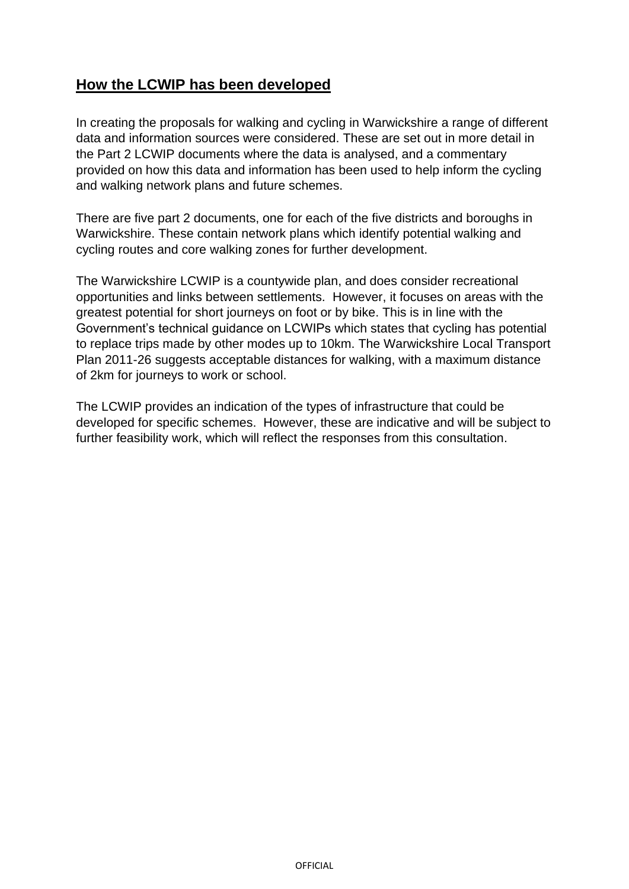## How the LCWIP has been developed

In creating the proposals for walking and cycling in Warwickshire a range of different data and information sources were considered. These are set out in more detail in the Part 2 LCWIP documents where the data is analysed, and a commentary provided on how this data and information has been used to help inform the cycling and walking network plans and future schemes.

There are five part 2 documents, one for each of the five districts and boroughs in Warwickshire. These contain network plans which identify potential walking and cycling routes and core walking zones for further development.

The Warwickshire LCWIP is a countywide plan, and does consider recreational opportunities and links between settlements. However, it focuses on areas with the greatest potential for short journeys on foot or by bike. This is in line with the Government's technical guidance on LCWIPs which states that cycling has potential to replace trips made by other modes up to 10km. The Warwickshire Local Transport Plan 2011-26 suggests acceptable distances for walking, with a maximum distance of 2km for journeys to work or school.

The LCWIP provides an indication of the types of infrastructure that could be developed for specific schemes. However, these are indicative and will be subject to further feasibility work, which will reflect the responses from this consultation.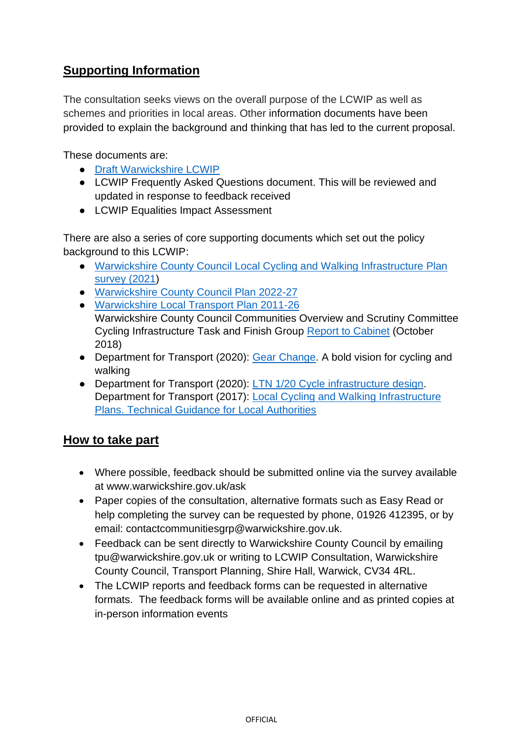## Supporting Information

The consultation seeks views on the overall purpose of the LCWIP as well as schemes and priorities in local areas. Other information documents have been provided to explain the background and thinking that has led to the current proposal.

These documents are:

- Draft Warwickshire LCWIP
- LCWIP Frequently Asked Questions document. This will be reviewed and updated in response to feedback received
- LCWIP Equalities Impact Assessment

There are also a series of core supporting documents which set out the policy background to this LCWIP:

- Warwickshire County Council Local Cycling and Walking Infrastructure Plan survey (2021)
- Warwickshire County Council Plan 2022-27
- Warwickshire Local Transport Plan 2011-26
  Warwickshire County Council Communities Overview and Scrutiny Committee Cycling Infrastructure Task and Finish Group Report to Cabinet (October 2018)
- Department for Transport (2020): Gear Change. A bold vision for cycling and walking
- Department for Transport (2020): LTN 1/20 Cycle infrastructure design.
  Department for Transport (2017): Local Cycling and Walking Infrastructure Plans. Technical Guidance for Local Authorities

## How to take part

- Where possible, feedback should be submitted online via the survey available at www.warwickshire.gov.uk/ask
- Paper copies of the consultation, alternative formats such as Easy Read or help completing the survey can be requested by phone, 01926 412395, or by email: contactcommunitiesgrp@warwickshire.gov.uk.
- Feedback can be sent directly to Warwickshire County Council by emailing tpu@warwickshire.gov.uk or writing to LCWIP Consultation, Warwickshire County Council, Transport Planning, Shire Hall, Warwick, CV34 4RL.
- The LCWIP reports and feedback forms can be requested in alternative formats. The feedback forms will be available online and as printed copies at in-person information events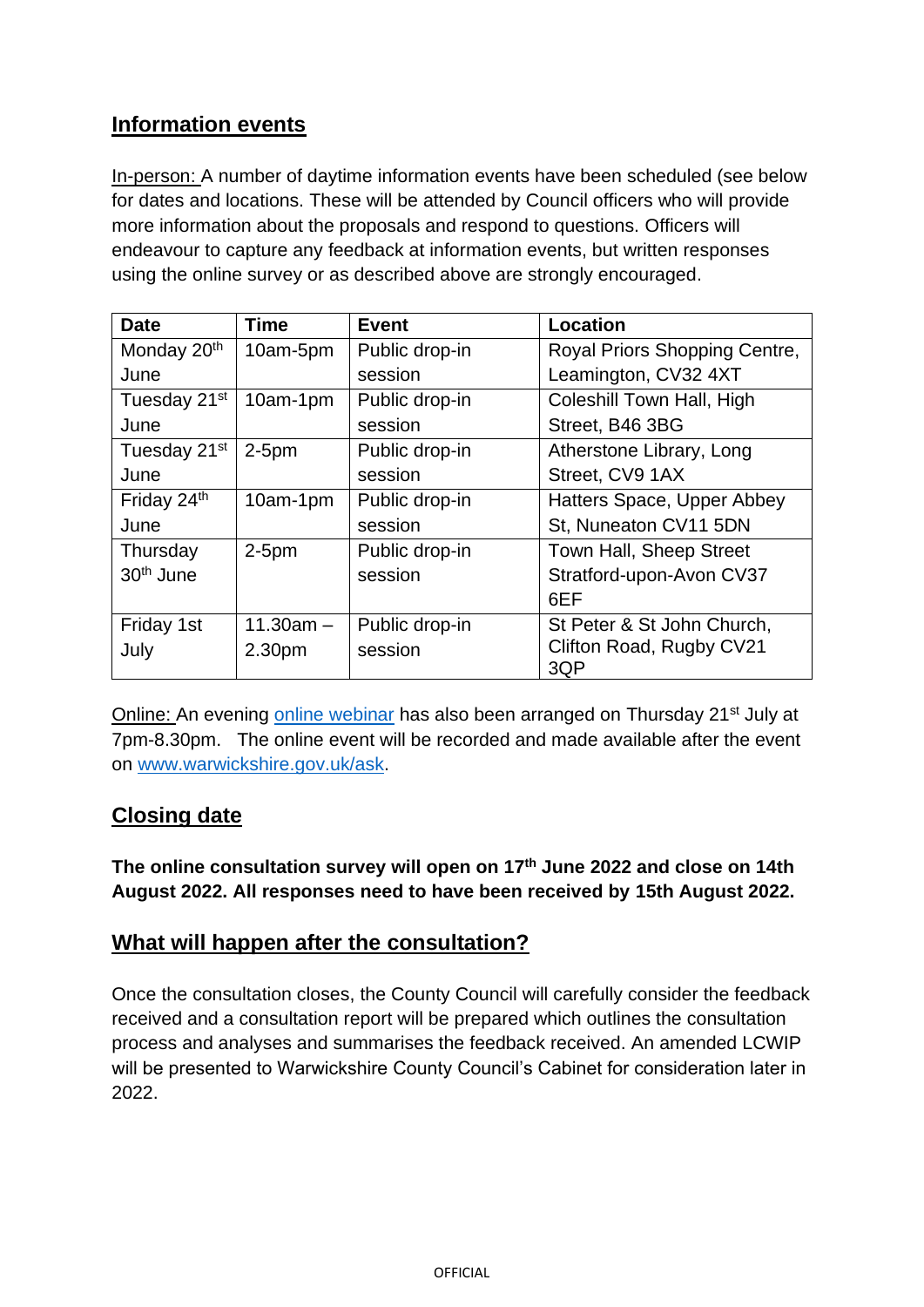## Information events

In-person: A number of daytime information events have been scheduled (see below for dates and locations. These will be attended by Council officers who will provide more information about the proposals and respond to questions. Officers will endeavour to capture any feedback at information events, but written responses using the online survey or as described above are strongly encouraged.

| Date | Time | Event | Location |
|---|---|---|---|
| Monday 20th June | 10am-5pm | Public drop-in session | Royal Priors Shopping Centre, Leamington, CV32 4XT |
| Tuesday 21st June | 10am-1pm | Public drop-in session | Coleshill Town Hall, High Street, B46 3BG |
| Tuesday 21st June | 2-5pm | Public drop-in session | Atherstone Library, Long Street, CV9 1AX |
| Friday 24th June | 10am-1pm | Public drop-in session | Hatters Space, Upper Abbey St, Nuneaton CV11 5DN |
| Thursday 30th June | 2-5pm | Public drop-in session | Town Hall, Sheep Street Stratford-upon-Avon CV37 6EF |
| Friday 1st July | 11.30am – 2.30pm | Public drop-in session | St Peter & St John Church, Clifton Road, Rugby CV21 3QP |

Online: An evening online webinar has also been arranged on Thursday 21st July at 7pm-8.30pm. The online event will be recorded and made available after the event on www.warwickshire.gov.uk/ask.

## Closing date

**The online consultation survey will open on 17th June 2022 and close on 14th August 2022. All responses need to have been received by 15th August 2022.**

## What will happen after the consultation?

Once the consultation closes, the County Council will carefully consider the feedback received and a consultation report will be prepared which outlines the consultation process and analyses and summarises the feedback received. An amended LCWIP will be presented to Warwickshire County Council's Cabinet for consideration later in 2022.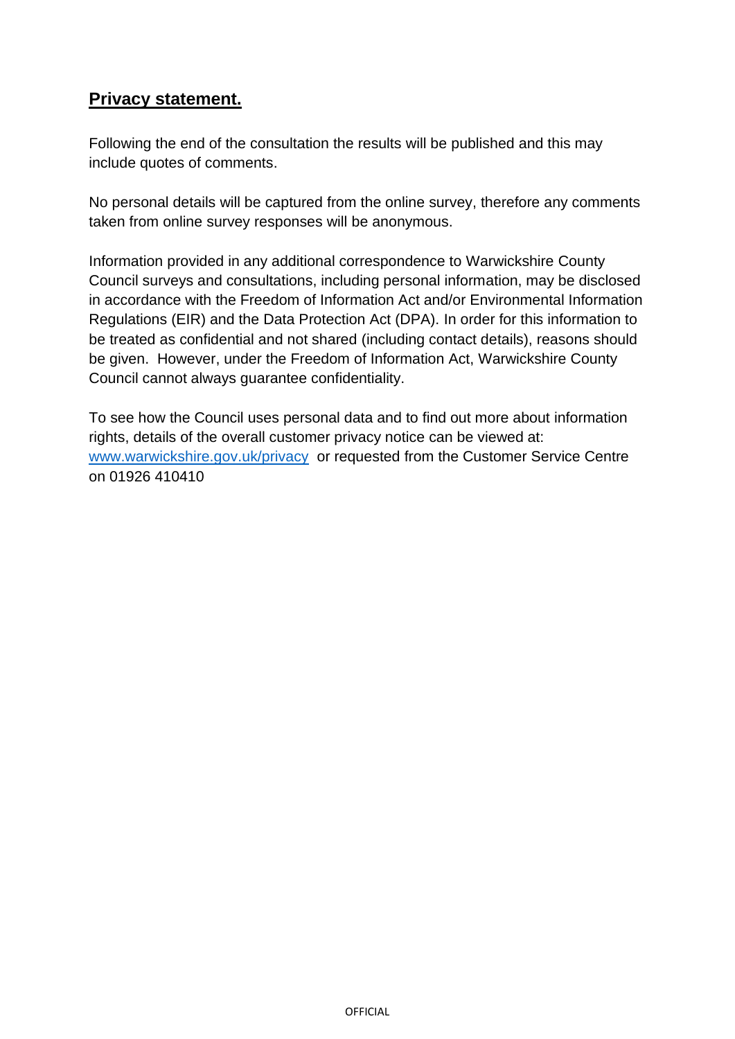## **Privacy statement.**

Following the end of the consultation the results will be published and this may include quotes of comments.

No personal details will be captured from the online survey, therefore any comments taken from online survey responses will be anonymous.

Information provided in any additional correspondence to Warwickshire County Council surveys and consultations, including personal information, may be disclosed in accordance with the Freedom of Information Act and/or Environmental Information Regulations (EIR) and the Data Protection Act (DPA). In order for this information to be treated as confidential and not shared (including contact details), reasons should be given. However, under the Freedom of Information Act, Warwickshire County Council cannot always guarantee confidentiality.

To see how the Council uses personal data and to find out more about information rights, details of the overall customer privacy notice can be viewed at: www.warwickshire.gov.uk/privacy or requested from the Customer Service Centre on 01926 410410